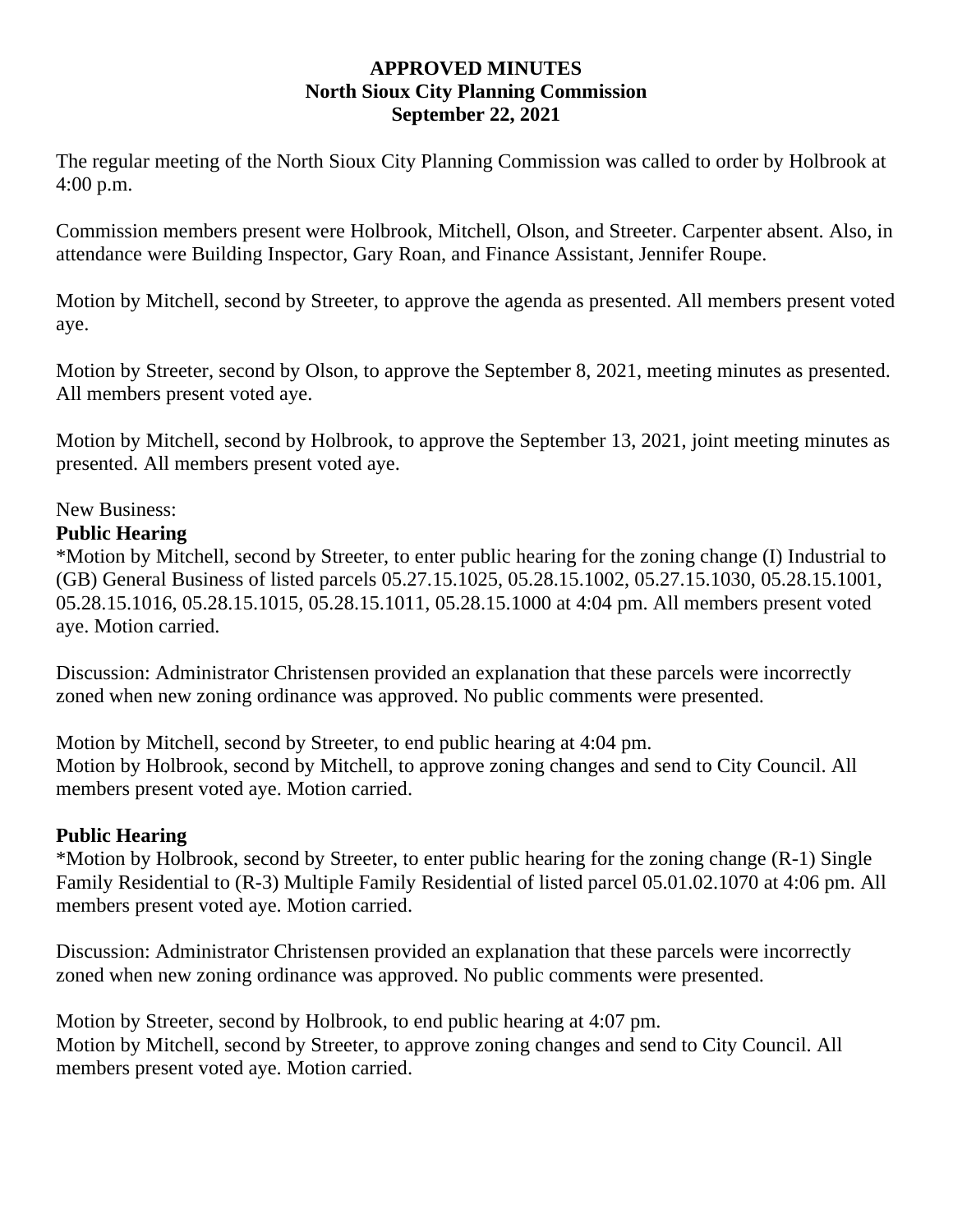**APPROVED MINUTES**
**North Sioux City Planning Commission**
**September 22, 2021**

The regular meeting of the North Sioux City Planning Commission was called to order by Holbrook at 4:00 p.m.

Commission members present were Holbrook, Mitchell, Olson, and Streeter. Carpenter absent. Also, in attendance were Building Inspector, Gary Roan, and Finance Assistant, Jennifer Roupe.

Motion by Mitchell, second by Streeter, to approve the agenda as presented. All members present voted aye.

Motion by Streeter, second by Olson, to approve the September 8, 2021, meeting minutes as presented. All members present voted aye.

Motion by Mitchell, second by Holbrook, to approve the September 13, 2021, joint meeting minutes as presented. All members present voted aye.

New Business:

**Public Hearing**

*Motion by Mitchell, second by Streeter, to enter public hearing for the zoning change (I) Industrial to (GB) General Business of listed parcels 05.27.15.1025, 05.28.15.1002, 05.27.15.1030, 05.28.15.1001, 05.28.15.1016, 05.28.15.1015, 05.28.15.1011, 05.28.15.1000 at 4:04 pm. All members present voted aye. Motion carried.

Discussion: Administrator Christensen provided an explanation that these parcels were incorrectly zoned when new zoning ordinance was approved. No public comments were presented.

Motion by Mitchell, second by Streeter, to end public hearing at 4:04 pm.
Motion by Holbrook, second by Mitchell, to approve zoning changes and send to City Council. All members present voted aye. Motion carried.

**Public Hearing**

*Motion by Holbrook, second by Streeter, to enter public hearing for the zoning change (R-1) Single Family Residential to (R-3) Multiple Family Residential of listed parcel 05.01.02.1070 at 4:06 pm. All members present voted aye. Motion carried.

Discussion: Administrator Christensen provided an explanation that these parcels were incorrectly zoned when new zoning ordinance was approved. No public comments were presented.

Motion by Streeter, second by Holbrook, to end public hearing at 4:07 pm.
Motion by Mitchell, second by Streeter, to approve zoning changes and send to City Council. All members present voted aye. Motion carried.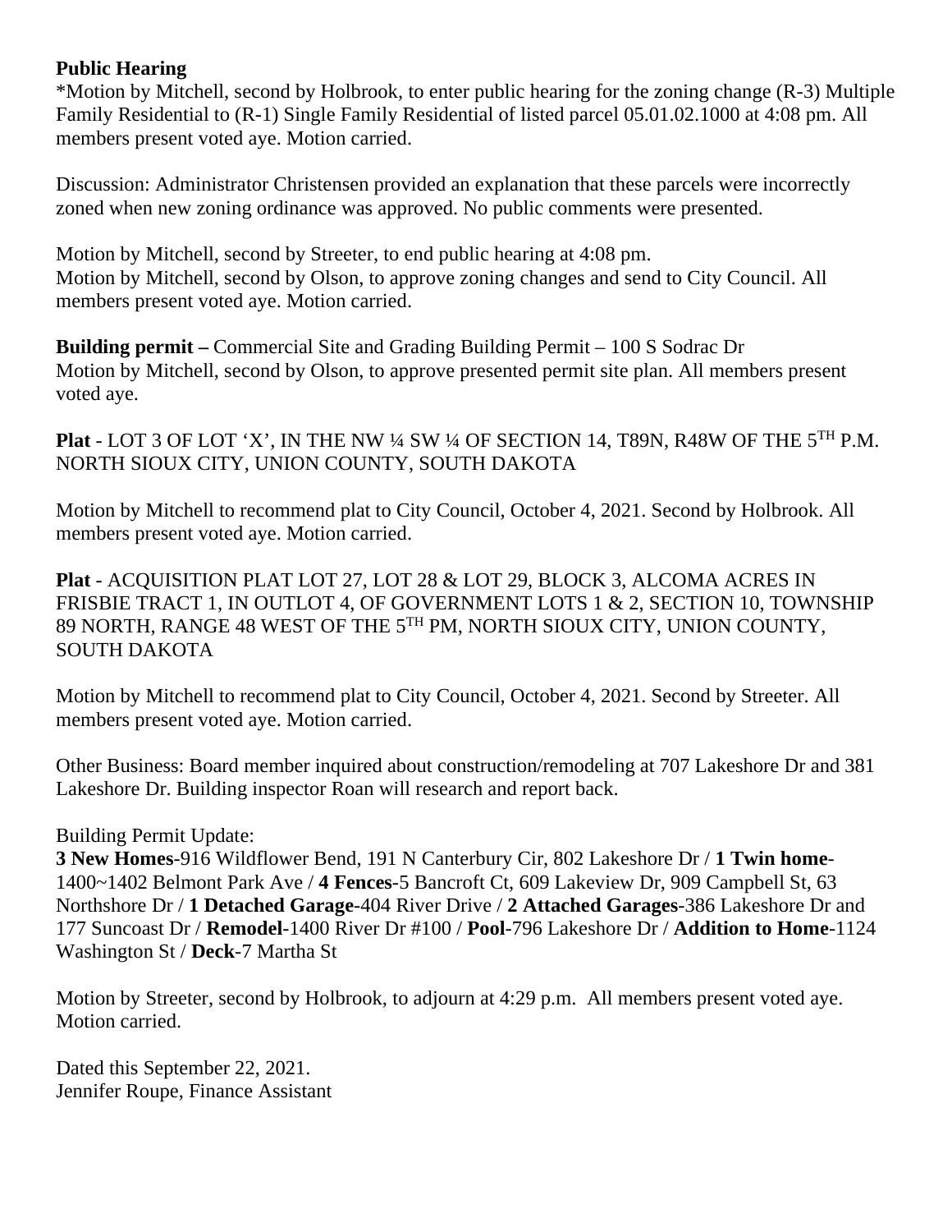**Public Hearing**

*Motion by Mitchell, second by Holbrook, to enter public hearing for the zoning change (R-3) Multiple Family Residential to (R-1) Single Family Residential of listed parcel 05.01.02.1000 at 4:08 pm. All members present voted aye. Motion carried.

Discussion: Administrator Christensen provided an explanation that these parcels were incorrectly zoned when new zoning ordinance was approved. No public comments were presented.

Motion by Mitchell, second by Streeter, to end public hearing at 4:08 pm.
Motion by Mitchell, second by Olson, to approve zoning changes and send to City Council. All members present voted aye. Motion carried.

**Building permit –** Commercial Site and Grading Building Permit – 100 S Sodrac Dr
Motion by Mitchell, second by Olson, to approve presented permit site plan. All members present voted aye.

**Plat** - LOT 3 OF LOT 'X', IN THE NW ¼ SW ¼ OF SECTION 14, T89N, R48W OF THE 5TH P.M. NORTH SIOUX CITY, UNION COUNTY, SOUTH DAKOTA

Motion by Mitchell to recommend plat to City Council, October 4, 2021. Second by Holbrook. All members present voted aye. Motion carried.

**Plat** - ACQUISITION PLAT LOT 27, LOT 28 & LOT 29, BLOCK 3, ALCOMA ACRES IN FRISBIE TRACT 1, IN OUTLOT 4, OF GOVERNMENT LOTS 1 & 2, SECTION 10, TOWNSHIP 89 NORTH, RANGE 48 WEST OF THE 5TH PM, NORTH SIOUX CITY, UNION COUNTY, SOUTH DAKOTA

Motion by Mitchell to recommend plat to City Council, October 4, 2021. Second by Streeter. All members present voted aye. Motion carried.

Other Business: Board member inquired about construction/remodeling at 707 Lakeshore Dr and 381 Lakeshore Dr. Building inspector Roan will research and report back.

Building Permit Update:
**3 New Homes**-916 Wildflower Bend, 191 N Canterbury Cir, 802 Lakeshore Dr / **1 Twin home**-1400~1402 Belmont Park Ave / **4 Fences**-5 Bancroft Ct, 609 Lakeview Dr, 909 Campbell St, 63 Northshore Dr / **1 Detached Garage**-404 River Drive / **2 Attached Garages**-386 Lakeshore Dr and 177 Suncoast Dr / **Remodel**-1400 River Dr #100 / **Pool**-796 Lakeshore Dr / **Addition to Home**-1124 Washington St / **Deck**-7 Martha St

Motion by Streeter, second by Holbrook, to adjourn at 4:29 p.m. All members present voted aye. Motion carried.

Dated this September 22, 2021.
Jennifer Roupe, Finance Assistant